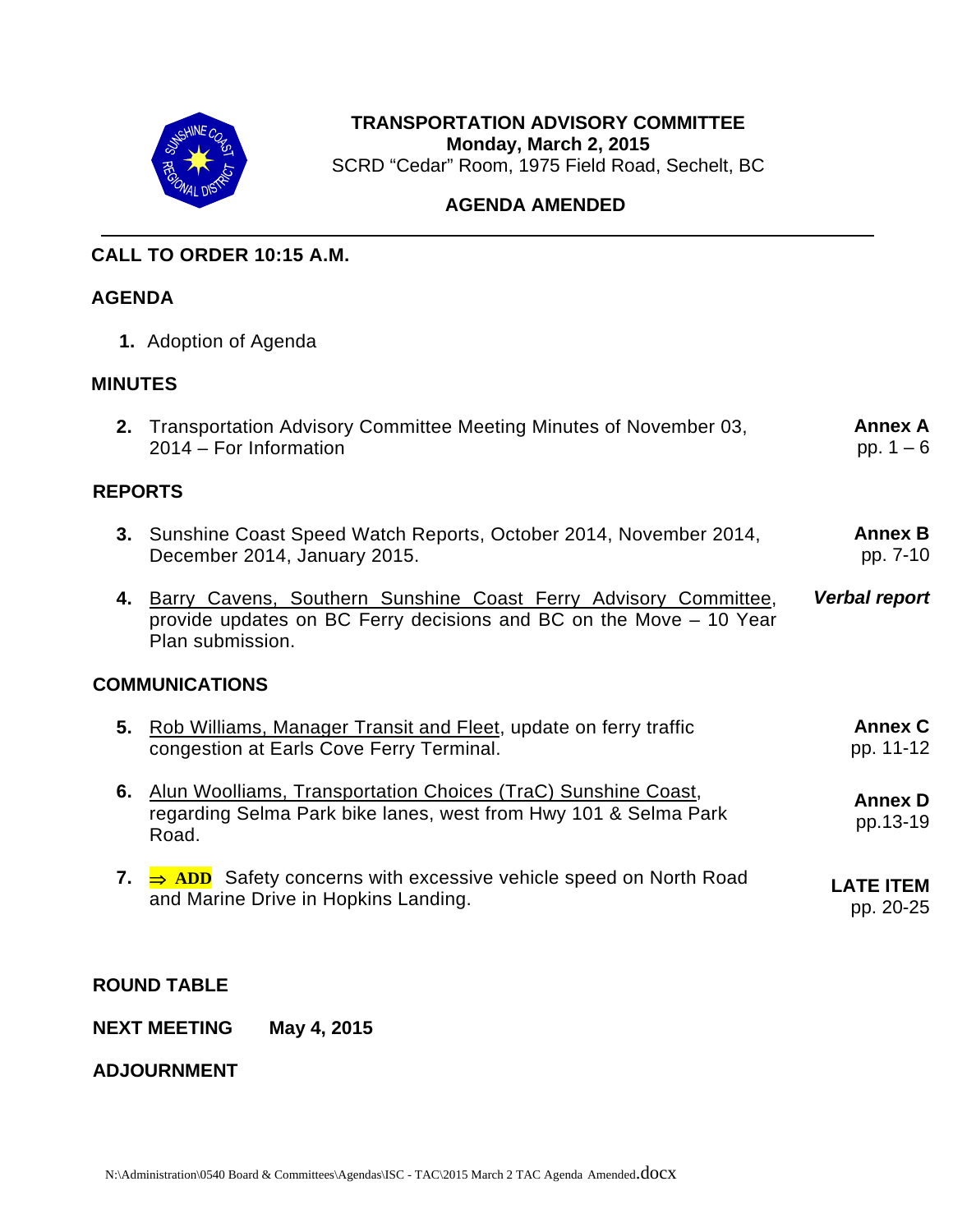# TRANSPORTATION ADVISORY COMMITTEE

**Monday, March 2, 2015**

SCRD "Cedar" Room, 1975 Field Road, Sechelt, BC

**AGENDA AMENDED**

---

## CALL TO ORDER 10:15 A.M.

## AGENDA

1. Adoption of Agenda

## MINUTES

2. Transportation Advisory Committee Meeting Minutes of November 03, 2014 – For Information — **Annex A** pp. 1 – 6

## REPORTS

3. Sunshine Coast Speed Watch Reports, October 2014, November 2014, December 2014, January 2015. — **Annex B** pp. 7-10

4. Barry Cavens, Southern Sunshine Coast Ferry Advisory Committee, provide updates on BC Ferry decisions and BC on the Move – 10 Year Plan submission. — ***Verbal report***

## COMMUNICATIONS

5. Rob Williams, Manager Transit and Fleet, update on ferry traffic congestion at Earls Cove Ferry Terminal. — **Annex C** pp. 11-12

6. Alun Woolliams, Transportation Choices (TraC) Sunshine Coast, regarding Selma Park bike lanes, west from Hwy 101 & Selma Park Road. — **Annex D** pp.13-19

7. ⇒ **ADD** Safety concerns with excessive vehicle speed on North Road and Marine Drive in Hopkins Landing. — **LATE ITEM** pp. 20-25

## ROUND TABLE

## NEXT MEETING May 4, 2015

## ADJOURNMENT

N:\Administration\0540 Board & Committees\Agendas\ISC - TAC\2015 March 2 TAC Agenda Amended.docx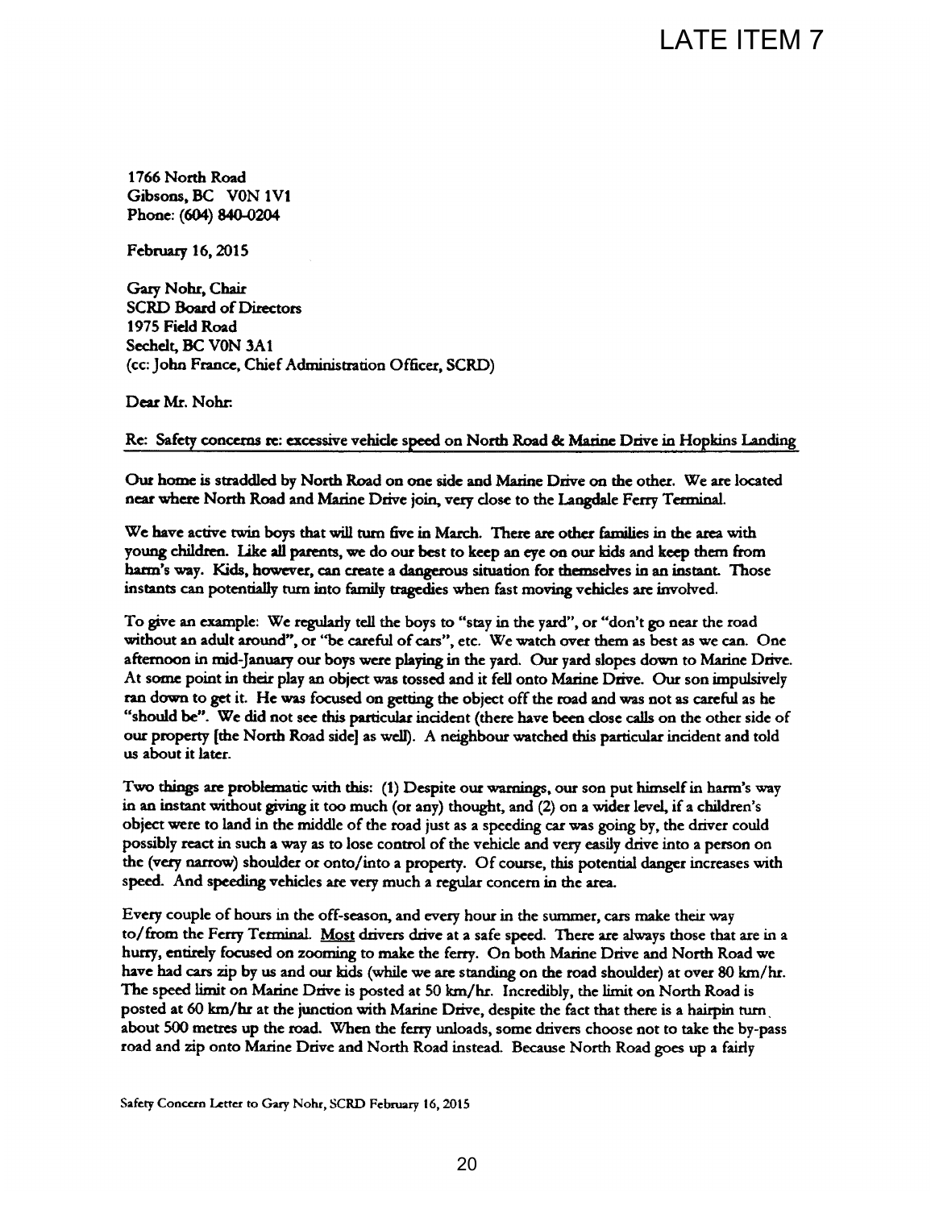LATE ITEM 7

1766 North Road
Gibsons, BC V0N 1V1
Phone: (604) 840-0204

February 16, 2015

Gary Nohr, Chair
SCRD Board of Directors
1975 Field Road
Sechelt, BC V0N 3A1
(cc: John France, Chief Administration Officer, SCRD)

Dear Mr. Nohr:

Re: Safety concerns re: excessive vehicle speed on North Road & Marine Drive in Hopkins Landing

Our home is straddled by North Road on one side and Marine Drive on the other. We are located near where North Road and Marine Drive join, very close to the Langdale Ferry Terminal.

We have active twin boys that will turn five in March. There are other families in the area with young children. Like all parents, we do our best to keep an eye on our kids and keep them from harm's way. Kids, however, can create a dangerous situation for themselves in an instant. Those instants can potentially turn into family tragedies when fast moving vehicles are involved.

To give an example: We regularly tell the boys to "stay in the yard", or "don't go near the road without an adult around", or "be careful of cars", etc. We watch over them as best as we can. One afternoon in mid-January our boys were playing in the yard. Our yard slopes down to Marine Drive. At some point in their play an object was tossed and it fell onto Marine Drive. Our son impulsively ran down to get it. He was focused on getting the object off the road and was not as careful as he "should be". We did not see this particular incident (there have been close calls on the other side of our property [the North Road side] as well). A neighbour watched this particular incident and told us about it later.

Two things are problematic with this: (1) Despite our warnings, our son put himself in harm's way in an instant without giving it too much (or any) thought, and (2) on a wider level, if a children's object were to land in the middle of the road just as a speeding car was going by, the driver could possibly react in such a way as to lose control of the vehicle and very easily drive into a person on the (very narrow) shoulder or onto/into a property. Of course, this potential danger increases with speed. And speeding vehicles are very much a regular concern in the area.

Every couple of hours in the off-season, and every hour in the summer, cars make their way to/from the Ferry Terminal. Most drivers drive at a safe speed. There are always those that are in a hurry, entirely focused on zooming to make the ferry. On both Marine Drive and North Road we have had cars zip by us and our kids (while we are standing on the road shoulder) at over 80 km/hr. The speed limit on Marine Drive is posted at 50 km/hr. Incredibly, the limit on North Road is posted at 60 km/hr at the junction with Marine Drive, despite the fact that there is a hairpin turn about 500 metres up the road. When the ferry unloads, some drivers choose not to take the by-pass road and zip onto Marine Drive and North Road instead. Because North Road goes up a fairly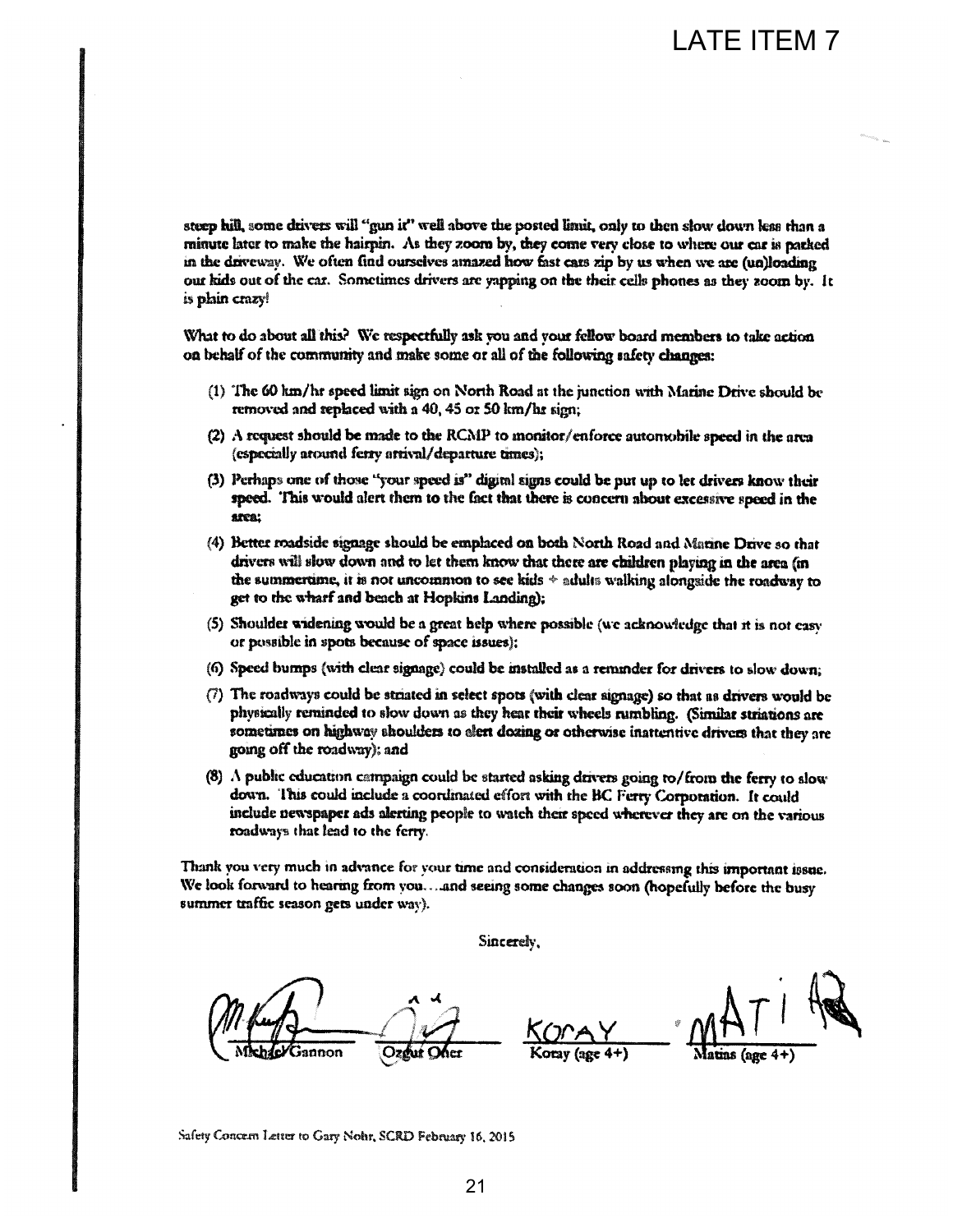steep hill, some drivers will "gun it" well above the posted limit, only to then slow down less than a minute later to make the hairpin. As they zoom by, they come very close to where our car is parked in the driveway. We often find ourselves amazed how fast cars zip by us when we are (un)loading our kids out of the car. Sometimes drivers are yapping on the their cells phones as they zoom by. It is plain crazy!

What to do about all this? We respectfully ask you and your fellow board members to take action on behalf of the community and make some or all of the following safety changes:

(1) The 60 km/hr speed limit sign on North Road at the junction with Marine Drive should be removed and replaced with a 40, 45 or 50 km/hr sign;

(2) A request should be made to the RCMP to monitor/enforce automobile speed in the area (especially around ferry arrival/departure times);

(3) Perhaps one of those "your speed is" digital signs could be put up to let drivers know their speed. This would alert them to the fact that there is concern about excessive speed in the area;

(4) Better roadside signage should be emplaced on both North Road and Marine Drive so that drivers will slow down and to let them know that there are children playing in the area (in the summertime, it is not uncommon to see kids + adults walking alongside the roadway to get to the wharf and beach at Hopkins Landing);

(5) Shoulder widening would be a great help where possible (we acknowledge that it is not easy or possible in spots because of space issues);

(6) Speed bumps (with clear signage) could be installed as a reminder for drivers to slow down;

(7) The roadways could be striated in select spots (with clear signage) so that as drivers would be physically reminded to slow down as they hear their wheels rumbling. (Similar striations are sometimes on highway shoulders to alert dozing or otherwise inattentive drivers that they are going off the roadway); and

(8) A public education campaign could be started asking drivers going to/from the ferry to slow down. This could include a coordinated effort with the BC Ferry Corporation. It could include newspaper ads alerting people to watch their speed wherever they are on the various roadways that lead to the ferry.

Thank you very much in advance for your time and consideration in addressing this important issue. We look forward to hearing from you....and seeing some changes soon (hopefully before the busy summer traffic season gets under way).

Sincerely,

Michael Gannon | Ozgur Oner | Koray (age 4+) | Matias (age 4+)

Safety Concern Letter to Gary Nohr, SCRD February 16, 2015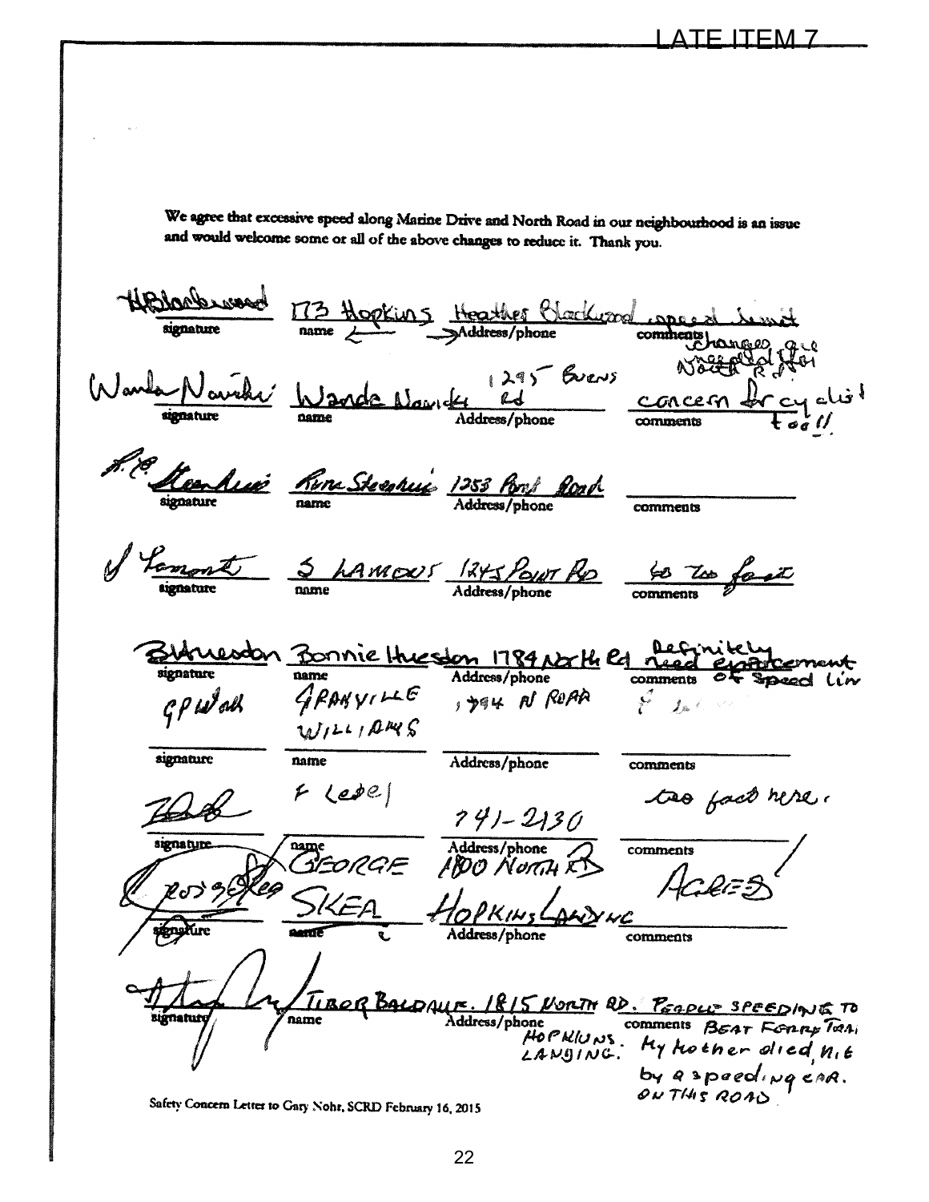LATE ITEM 7

We agree that excessive speed along Marine Drive and North Road in our neighbourhood is an issue and would welcome some or all of the above changes to reduce it. Thank you.

| signature | name | Address/phone | comments |
|---|---|---|---|
| H Blackwood | Heather Blackwood | 173 Hopkins | speed limit changes are needed for North Rd |
| Wanda Nowicki | Wanda Nowicki | 1295 Burns Rd | concern for cyclist too!! |
| R.C. Steenhuis | Rene Steenhuis | 1253 Point Road | |
| S Lamont | S LAMONT | 1245 POINT RD | go too fast |
| B Huesdon | Bonnie Huesdon | 1784 North Rd | Definitely need enforcement of Speed Lim |
| G P Williams | GRANVILLE WILLIAMS | 1794 N ROAD | |
| F Lebel | F Lebel | 741-2130 | too fast here. |
| George Skea | GEORGE SKEA | 1800 NORTH RD HOPKINS LANDING | AGREES! |
| Tibor Baldauf | TIBOR BALDAUF. | 1815 NORTH RD. HOPKINS LANDING. | PEOPLE SPEEDING TO BEAT FERRY TRAFFIC. My Mother died, hit by a speeding car. ON THIS ROAD |

Safety Concern Letter to Gary Nohr, SCRD February 16, 2015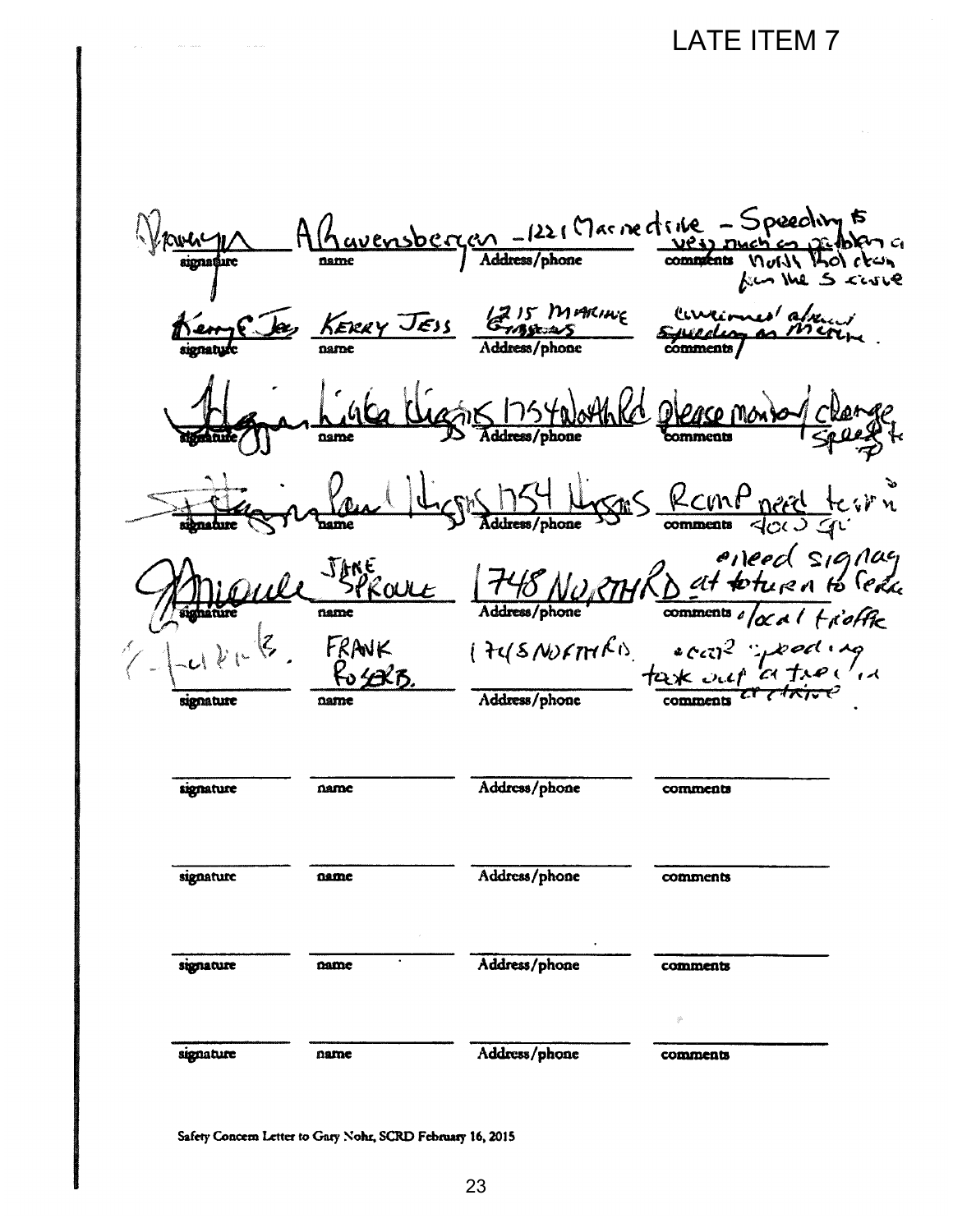LATE ITEM 7

| signature | name | Address/phone | comments |
|---|---|---|---|
| (signature) | A Ravensbergen | 1221 Marine drive | Speeding is very much a problem a North that elsewhere for the S curve |
| Kerry E Jess | KERRY JESS | 1215 MARINE GIBSONS | concerned about speeding on Marine. |
| (signature) | Linda Higgins | 1754 North Rd | please monitor/change speed to |
| (signature) | Paul Higgins | 1754 Higgins | RCMP need to sit 4 day go |
| (signature) | JANE SPROULE | 1748 NORTH RD | • need signage at turn to ferry • local traffic |
| (signature) | FRANK ROGERS. | 1745 NORTH RD. | • car speeding take out at tree in centre |
| | | | |
| | | | |
| | | | |
| | | | |

Safety Concern Letter to Gary Nohr, SCRD February 16, 2015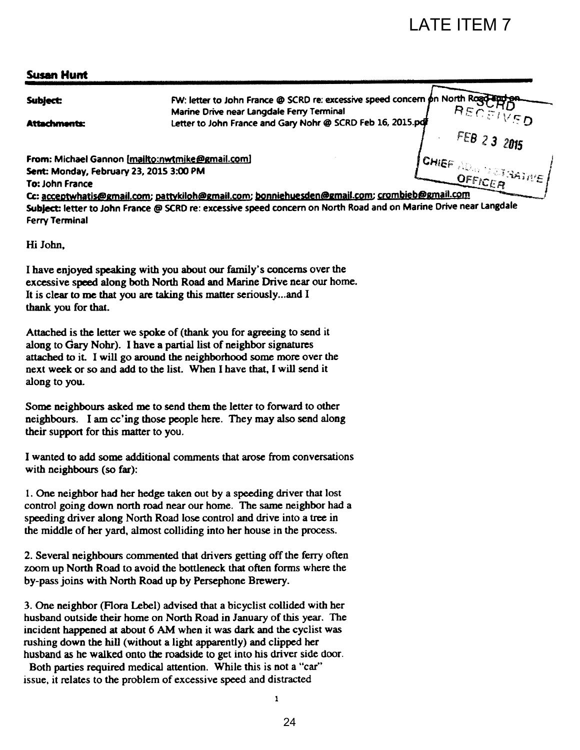LATE ITEM 7

**Susan Hunt**

**Subject:** FW: letter to John France @ SCRD re: excessive speed concern on North Road and on Marine Drive near Langdale Ferry Terminal

**Attachments:** Letter to John France and Gary Nohr @ SCRD Feb 16, 2015.pdf

SCRD RECEIVED FEB 23 2015 CHIEF ADMINISTRATIVE OFFICER

**From:** Michael Gannon [mailto:nwtmike@gmail.com]
**Sent:** Monday, February 23, 2015 3:00 PM
**To:** John France
**Cc:** acceptwhatis@gmail.com; pattykiloh@gmail.com; bonniehuesden@gmail.com; crombieb@gmail.com
**Subject:** letter to John France @ SCRD re: excessive speed concern on North Road and on Marine Drive near Langdale Ferry Terminal

Hi John,

I have enjoyed speaking with you about our family's concerns over the excessive speed along both North Road and Marine Drive near our home. It is clear to me that you are taking this matter seriously...and I thank you for that.

Attached is the letter we spoke of (thank you for agreeing to send it along to Gary Nohr). I have a partial list of neighbor signatures attached to it. I will go around the neighborhood some more over the next week or so and add to the list. When I have that, I will send it along to you.

Some neighbours asked me to send them the letter to forward to other neighbours. I am cc'ing those people here. They may also send along their support for this matter to you.

I wanted to add some additional comments that arose from conversations with neighbours (so far):

1. One neighbor had her hedge taken out by a speeding driver that lost control going down north road near our home. The same neighbor had a speeding driver along North Road lose control and drive into a tree in the middle of her yard, almost colliding into her house in the process.

2. Several neighbours commented that drivers getting off the ferry often zoom up North Road to avoid the bottleneck that often forms where the by-pass joins with North Road up by Persephone Brewery.

3. One neighbor (Flora Lebel) advised that a bicyclist collided with her husband outside their home on North Road in January of this year. The incident happened at about 6 AM when it was dark and the cyclist was rushing down the hill (without a light apparently) and clipped her husband as he walked onto the roadside to get into his driver side door. Both parties required medical attention. While this is not a "car" issue, it relates to the problem of excessive speed and distracted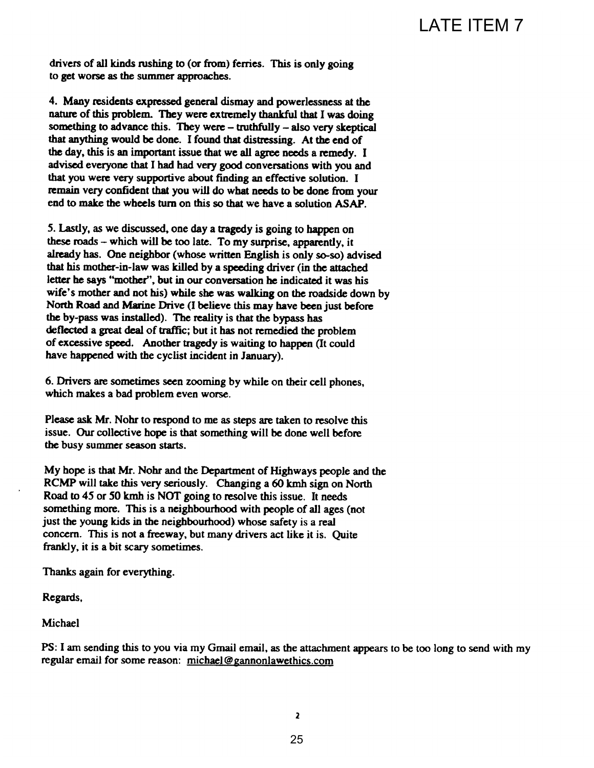drivers of all kinds rushing to (or from) ferries. This is only going to get worse as the summer approaches.

4. Many residents expressed general dismay and powerlessness at the nature of this problem. They were extremely thankful that I was doing something to advance this. They were – truthfully – also very skeptical that anything would be done. I found that distressing. At the end of the day, this is an important issue that we all agree needs a remedy. I advised everyone that I had had very good conversations with you and that you were very supportive about finding an effective solution. I remain very confident that you will do what needs to be done from your end to make the wheels turn on this so that we have a solution ASAP.

5. Lastly, as we discussed, one day a tragedy is going to happen on these roads – which will be too late. To my surprise, apparently, it already has. One neighbor (whose written English is only so-so) advised that his mother-in-law was killed by a speeding driver (in the attached letter he says "mother", but in our conversation he indicated it was his wife's mother and not his) while she was walking on the roadside down by North Road and Marine Drive (I believe this may have been just before the by-pass was installed). The reality is that the bypass has deflected a great deal of traffic; but it has not remedied the problem of excessive speed. Another tragedy is waiting to happen (It could have happened with the cyclist incident in January).

6. Drivers are sometimes seen zooming by while on their cell phones, which makes a bad problem even worse.

Please ask Mr. Nohr to respond to me as steps are taken to resolve this issue. Our collective hope is that something will be done well before the busy summer season starts.

My hope is that Mr. Nohr and the Department of Highways people and the RCMP will take this very seriously. Changing a 60 kmh sign on North Road to 45 or 50 kmh is NOT going to resolve this issue. It needs something more. This is a neighbourhood with people of all ages (not just the young kids in the neighbourhood) whose safety is a real concern. This is not a freeway, but many drivers act like it is. Quite frankly, it is a bit scary sometimes.

Thanks again for everything.

Regards,

Michael

PS: I am sending this to you via my Gmail email, as the attachment appears to be too long to send with my regular email for some reason: michael@gannonlawethics.com